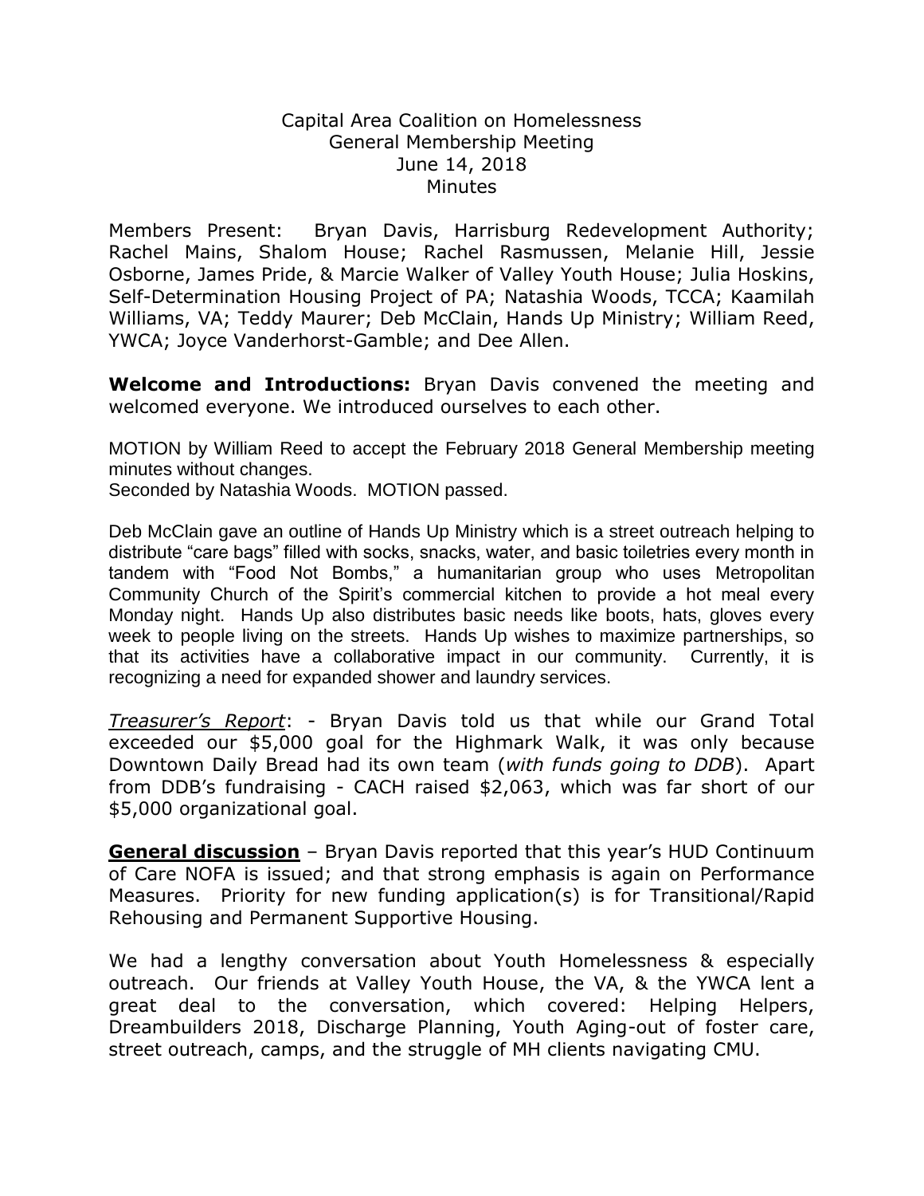Capital Area Coalition on Homelessness
General Membership Meeting
June 14, 2018
Minutes

Members Present: Bryan Davis, Harrisburg Redevelopment Authority; Rachel Mains, Shalom House; Rachel Rasmussen, Melanie Hill, Jessie Osborne, James Pride, & Marcie Walker of Valley Youth House; Julia Hoskins, Self-Determination Housing Project of PA; Natashia Woods, TCCA; Kaamilah Williams, VA; Teddy Maurer; Deb McClain, Hands Up Ministry; William Reed, YWCA; Joyce Vanderhorst-Gamble; and Dee Allen.

**Welcome and Introductions:** Bryan Davis convened the meeting and welcomed everyone. We introduced ourselves to each other.

MOTION by William Reed to accept the February 2018 General Membership meeting minutes without changes.
Seconded by Natashia Woods. MOTION passed.

Deb McClain gave an outline of Hands Up Ministry which is a street outreach helping to distribute "care bags" filled with socks, snacks, water, and basic toiletries every month in tandem with "Food Not Bombs," a humanitarian group who uses Metropolitan Community Church of the Spirit's commercial kitchen to provide a hot meal every Monday night. Hands Up also distributes basic needs like boots, hats, gloves every week to people living on the streets. Hands Up wishes to maximize partnerships, so that its activities have a collaborative impact in our community. Currently, it is recognizing a need for expanded shower and laundry services.

*Treasurer's Report*: - Bryan Davis told us that while our Grand Total exceeded our $5,000 goal for the Highmark Walk, it was only because Downtown Daily Bread had its own team (*with funds going to DDB*). Apart from DDB's fundraising - CACH raised $2,063, which was far short of our $5,000 organizational goal.

**General discussion** – Bryan Davis reported that this year's HUD Continuum of Care NOFA is issued; and that strong emphasis is again on Performance Measures. Priority for new funding application(s) is for Transitional/Rapid Rehousing and Permanent Supportive Housing.

We had a lengthy conversation about Youth Homelessness & especially outreach. Our friends at Valley Youth House, the VA, & the YWCA lent a great deal to the conversation, which covered: Helping Helpers, Dreambuilders 2018, Discharge Planning, Youth Aging-out of foster care, street outreach, camps, and the struggle of MH clients navigating CMU.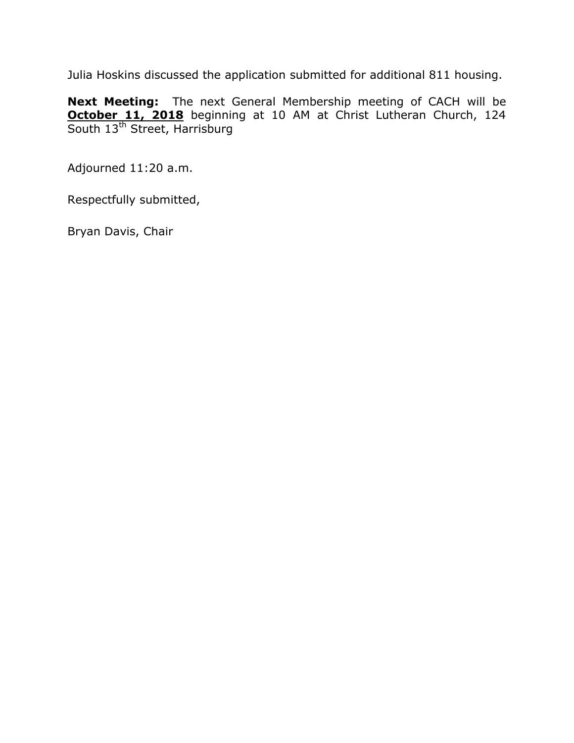Julia Hoskins discussed the application submitted for additional 811 housing.

**Next Meeting:** The next General Membership meeting of CACH will be **October 11, 2018** beginning at 10 AM at Christ Lutheran Church, 124 South 13th Street, Harrisburg

Adjourned 11:20 a.m.

Respectfully submitted,

Bryan Davis, Chair